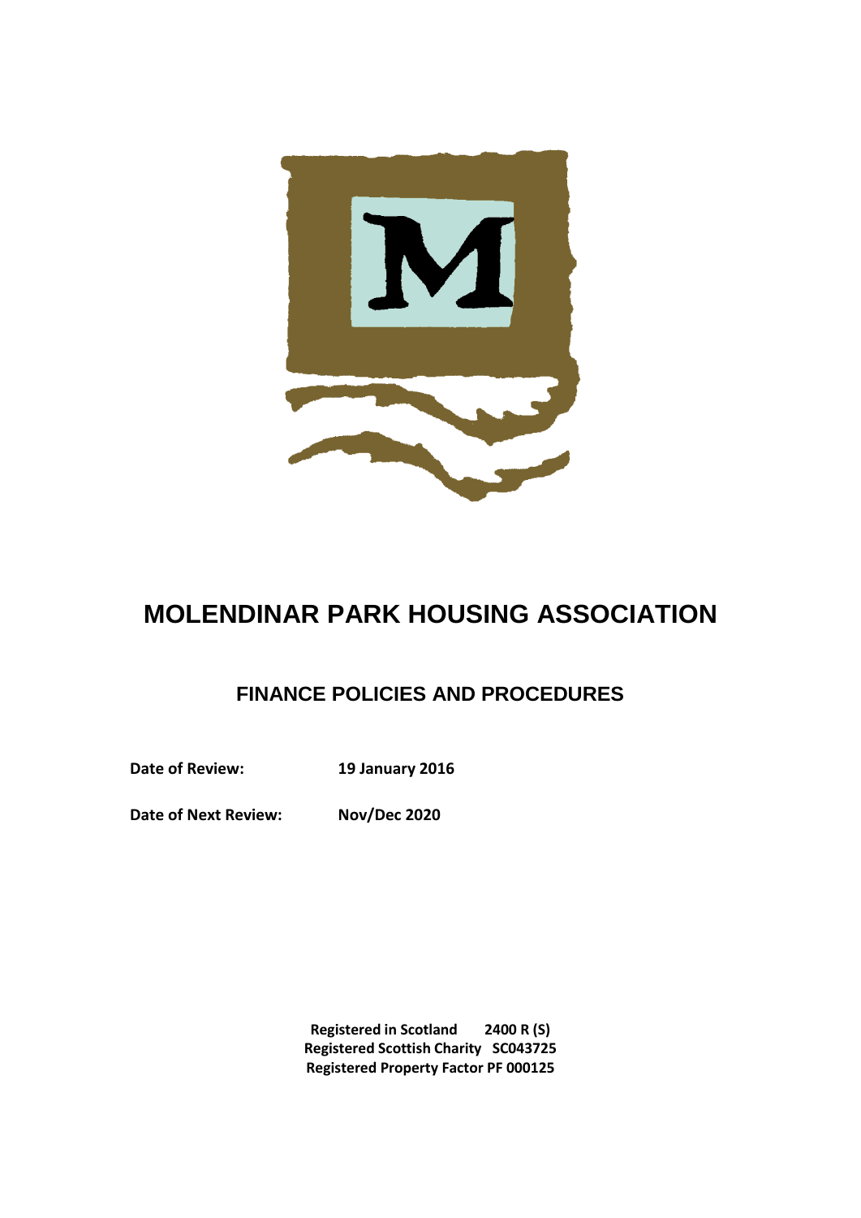# MOLENDINAR PARK HOUSING ASSOCIATION

## FINANCE POLICIES AND PROCEDURES

**Date of Review:** **19 January 2016**

**Date of Next Review:** **Nov/Dec 2020**

**Registered in Scotland 2400 R (S)**
**Registered Scottish Charity SC043725**
**Registered Property Factor PF 000125**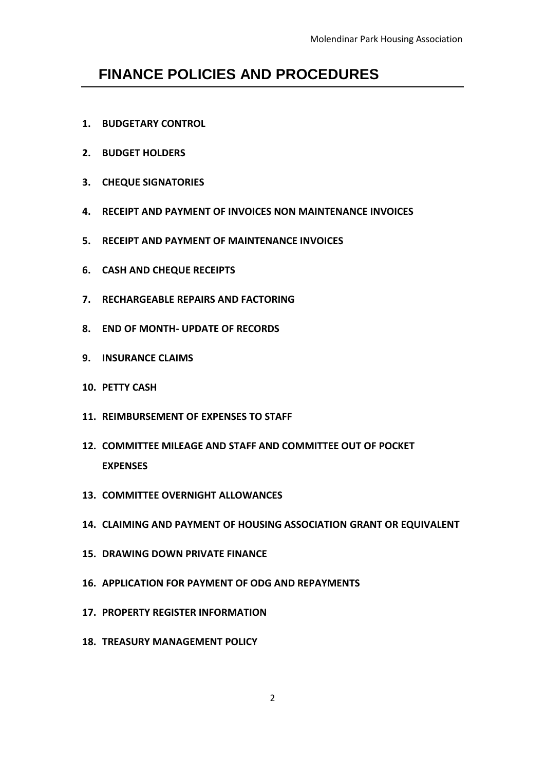# FINANCE POLICIES AND PROCEDURES

1. **BUDGETARY CONTROL**
2. **BUDGET HOLDERS**
3. **CHEQUE SIGNATORIES**
4. **RECEIPT AND PAYMENT OF INVOICES NON MAINTENANCE INVOICES**
5. **RECEIPT AND PAYMENT OF MAINTENANCE INVOICES**
6. **CASH AND CHEQUE RECEIPTS**
7. **RECHARGEABLE REPAIRS AND FACTORING**
8. **END OF MONTH- UPDATE OF RECORDS**
9. **INSURANCE CLAIMS**
10. **PETTY CASH**
11. **REIMBURSEMENT OF EXPENSES TO STAFF**
12. **COMMITTEE MILEAGE AND STAFF AND COMMITTEE OUT OF POCKET EXPENSES**
13. **COMMITTEE OVERNIGHT ALLOWANCES**
14. **CLAIMING AND PAYMENT OF HOUSING ASSOCIATION GRANT OR EQUIVALENT**
15. **DRAWING DOWN PRIVATE FINANCE**
16. **APPLICATION FOR PAYMENT OF ODG AND REPAYMENTS**
17. **PROPERTY REGISTER INFORMATION**
18. **TREASURY MANAGEMENT POLICY**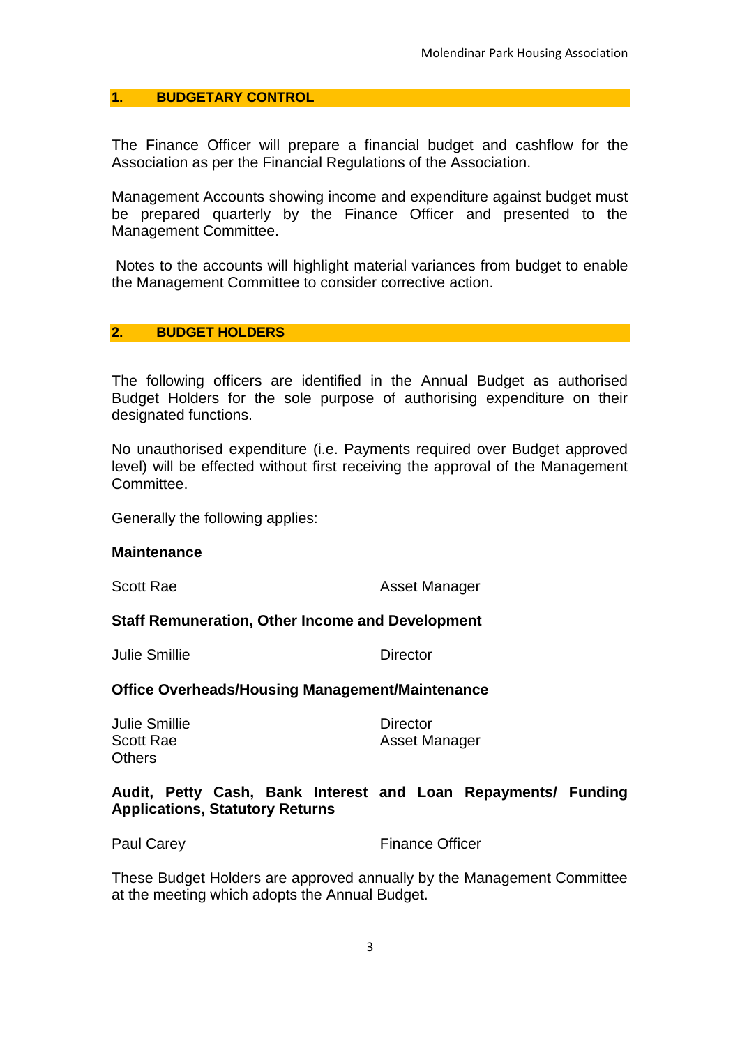## 1. BUDGETARY CONTROL

The Finance Officer will prepare a financial budget and cashflow for the Association as per the Financial Regulations of the Association.

Management Accounts showing income and expenditure against budget must be prepared quarterly by the Finance Officer and presented to the Management Committee.

Notes to the accounts will highlight material variances from budget to enable the Management Committee to consider corrective action.

## 2. BUDGET HOLDERS

The following officers are identified in the Annual Budget as authorised Budget Holders for the sole purpose of authorising expenditure on their designated functions.

No unauthorised expenditure (i.e. Payments required over Budget approved level) will be effected without first receiving the approval of the Management Committee.

Generally the following applies:

**Maintenance**

| | |
|---|---|
| Scott Rae | Asset Manager |

**Staff Remuneration, Other Income and Development**

| | |
|---|---|
| Julie Smillie | Director |

**Office Overheads/Housing Management/Maintenance**

| | |
|---|---|
| Julie Smillie | Director |
| Scott Rae | Asset Manager |
| Others | |

**Audit, Petty Cash, Bank Interest and Loan Repayments/ Funding Applications, Statutory Returns**

| | |
|---|---|
| Paul Carey | Finance Officer |

These Budget Holders are approved annually by the Management Committee at the meeting which adopts the Annual Budget.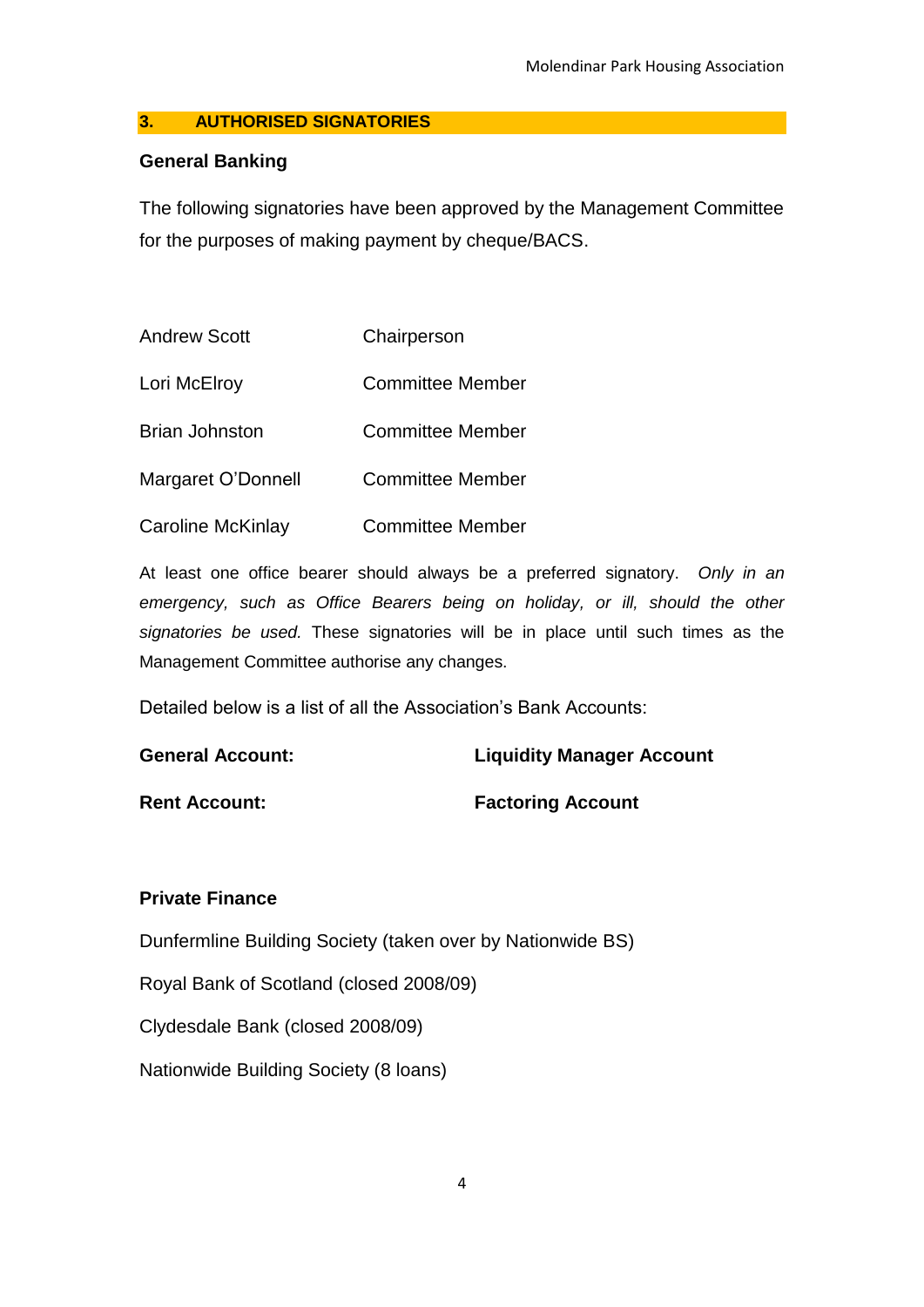## 3. AUTHORISED SIGNATORIES

### General Banking

The following signatories have been approved by the Management Committee for the purposes of making payment by cheque/BACS.

| | |
|---|---|
| Andrew Scott | Chairperson |
| Lori McElroy | Committee Member |
| Brian Johnston | Committee Member |
| Margaret O'Donnell | Committee Member |
| Caroline McKinlay | Committee Member |

At least one office bearer should always be a preferred signatory. *Only in an emergency, such as Office Bearers being on holiday, or ill, should the other signatories be used.* These signatories will be in place until such times as the Management Committee authorise any changes.

Detailed below is a list of all the Association's Bank Accounts:

| | |
|---|---|
| **General Account:** | **Liquidity Manager Account** |
| **Rent Account:** | **Factoring Account** |

### Private Finance

Dunfermline Building Society (taken over by Nationwide BS)

Royal Bank of Scotland (closed 2008/09)

Clydesdale Bank (closed 2008/09)

Nationwide Building Society (8 loans)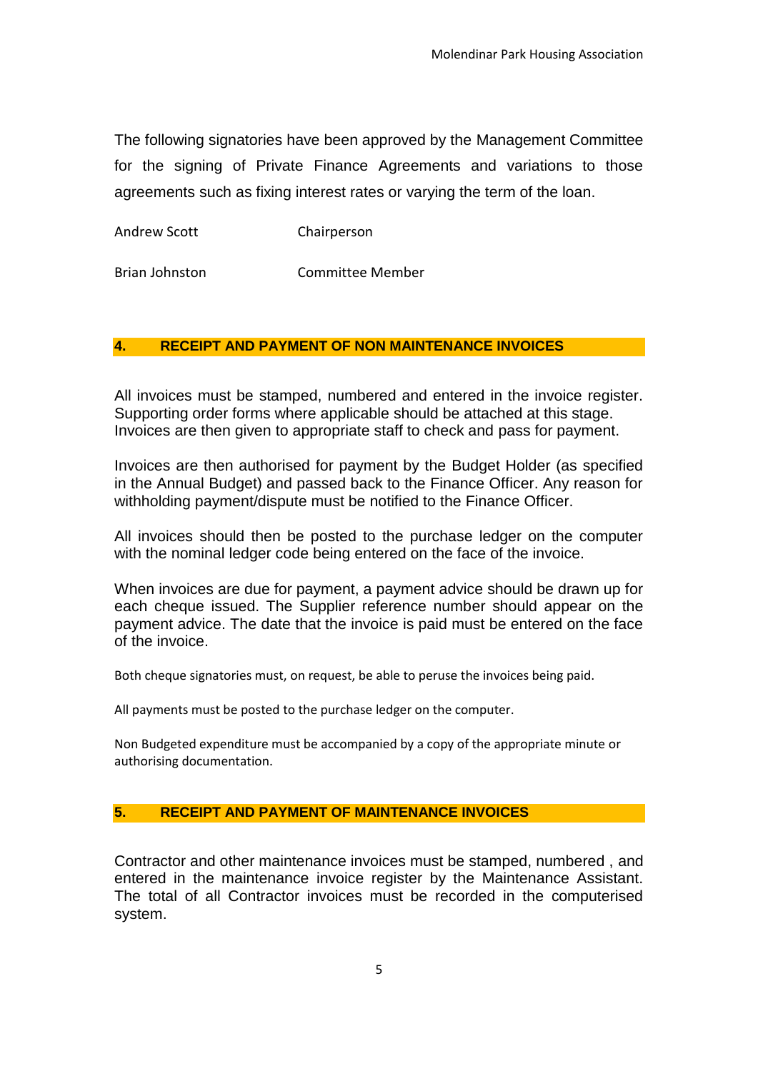The following signatories have been approved by the Management Committee for the signing of Private Finance Agreements and variations to those agreements such as fixing interest rates or varying the term of the loan.

| | |
|---|---|
| Andrew Scott | Chairperson |
| Brian Johnston | Committee Member |

## 4. RECEIPT AND PAYMENT OF NON MAINTENANCE INVOICES

All invoices must be stamped, numbered and entered in the invoice register. Supporting order forms where applicable should be attached at this stage. Invoices are then given to appropriate staff to check and pass for payment.

Invoices are then authorised for payment by the Budget Holder (as specified in the Annual Budget) and passed back to the Finance Officer. Any reason for withholding payment/dispute must be notified to the Finance Officer.

All invoices should then be posted to the purchase ledger on the computer with the nominal ledger code being entered on the face of the invoice.

When invoices are due for payment, a payment advice should be drawn up for each cheque issued. The Supplier reference number should appear on the payment advice. The date that the invoice is paid must be entered on the face of the invoice.

Both cheque signatories must, on request, be able to peruse the invoices being paid.

All payments must be posted to the purchase ledger on the computer.

Non Budgeted expenditure must be accompanied by a copy of the appropriate minute or authorising documentation.

## 5. RECEIPT AND PAYMENT OF MAINTENANCE INVOICES

Contractor and other maintenance invoices must be stamped, numbered , and entered in the maintenance invoice register by the Maintenance Assistant. The total of all Contractor invoices must be recorded in the computerised system.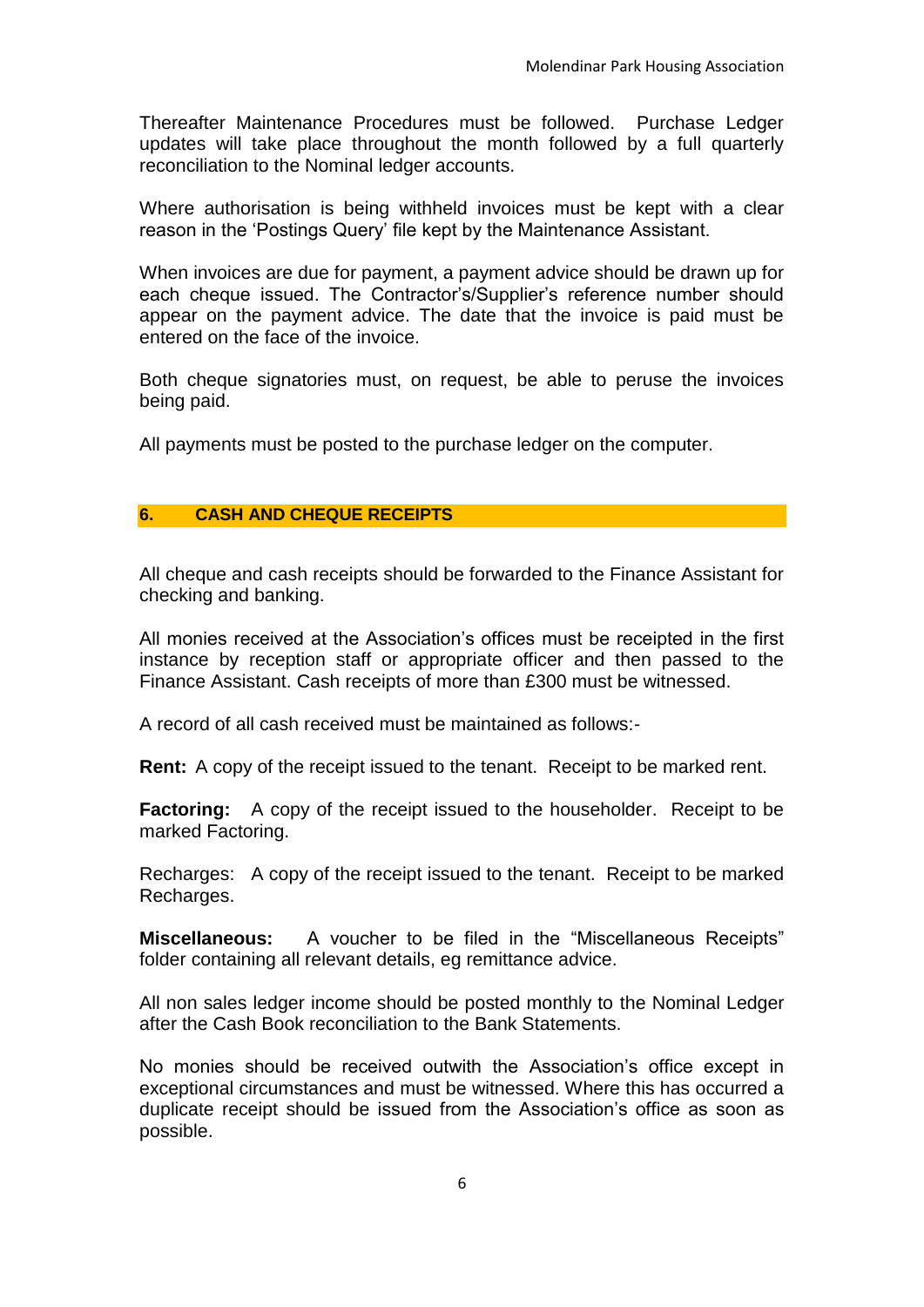Thereafter Maintenance Procedures must be followed. Purchase Ledger updates will take place throughout the month followed by a full quarterly reconciliation to the Nominal ledger accounts.

Where authorisation is being withheld invoices must be kept with a clear reason in the 'Postings Query' file kept by the Maintenance Assistant.

When invoices are due for payment, a payment advice should be drawn up for each cheque issued. The Contractor's/Supplier's reference number should appear on the payment advice. The date that the invoice is paid must be entered on the face of the invoice.

Both cheque signatories must, on request, be able to peruse the invoices being paid.

All payments must be posted to the purchase ledger on the computer.

## 6. CASH AND CHEQUE RECEIPTS

All cheque and cash receipts should be forwarded to the Finance Assistant for checking and banking.

All monies received at the Association's offices must be receipted in the first instance by reception staff or appropriate officer and then passed to the Finance Assistant. Cash receipts of more than £300 must be witnessed.

A record of all cash received must be maintained as follows:-

**Rent:** A copy of the receipt issued to the tenant. Receipt to be marked rent.

**Factoring:** A copy of the receipt issued to the householder. Receipt to be marked Factoring.

Recharges: A copy of the receipt issued to the tenant. Receipt to be marked Recharges.

**Miscellaneous:** A voucher to be filed in the "Miscellaneous Receipts" folder containing all relevant details, eg remittance advice.

All non sales ledger income should be posted monthly to the Nominal Ledger after the Cash Book reconciliation to the Bank Statements.

No monies should be received outwith the Association's office except in exceptional circumstances and must be witnessed. Where this has occurred a duplicate receipt should be issued from the Association's office as soon as possible.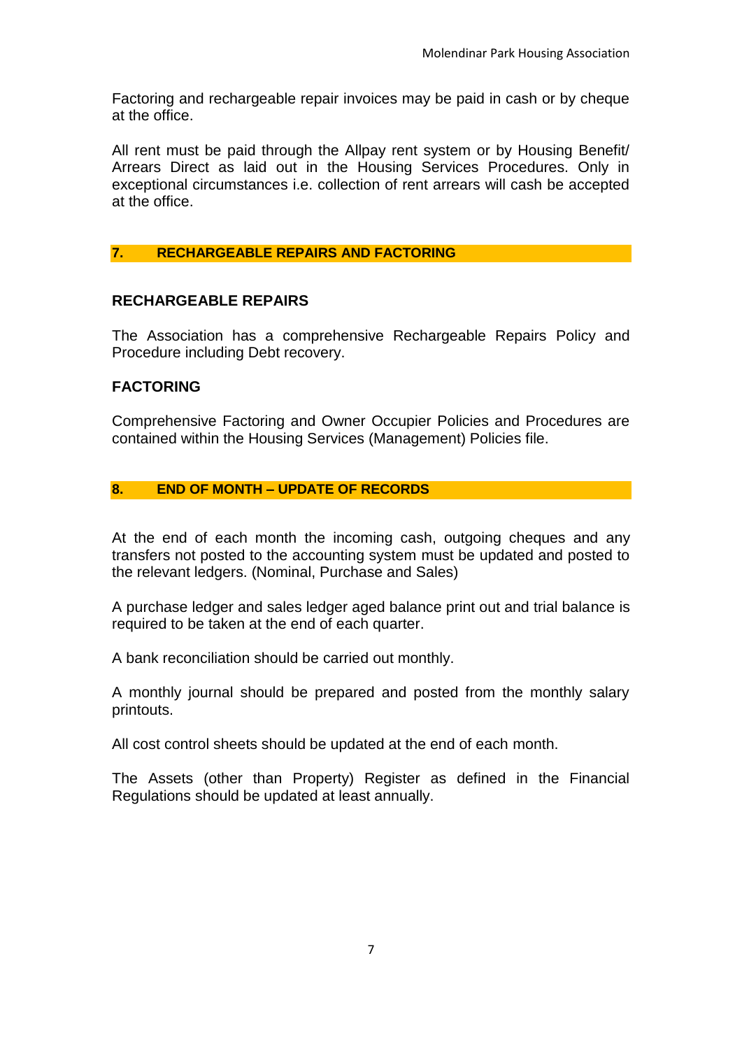Factoring and rechargeable repair invoices may be paid in cash or by cheque at the office.

All rent must be paid through the Allpay rent system or by Housing Benefit/ Arrears Direct as laid out in the Housing Services Procedures. Only in exceptional circumstances i.e. collection of rent arrears will cash be accepted at the office.

## 7. RECHARGEABLE REPAIRS AND FACTORING

### RECHARGEABLE REPAIRS

The Association has a comprehensive Rechargeable Repairs Policy and Procedure including Debt recovery.

### FACTORING

Comprehensive Factoring and Owner Occupier Policies and Procedures are contained within the Housing Services (Management) Policies file.

## 8. END OF MONTH – UPDATE OF RECORDS

At the end of each month the incoming cash, outgoing cheques and any transfers not posted to the accounting system must be updated and posted to the relevant ledgers. (Nominal, Purchase and Sales)

A purchase ledger and sales ledger aged balance print out and trial balance is required to be taken at the end of each quarter.

A bank reconciliation should be carried out monthly.

A monthly journal should be prepared and posted from the monthly salary printouts.

All cost control sheets should be updated at the end of each month.

The Assets (other than Property) Register as defined in the Financial Regulations should be updated at least annually.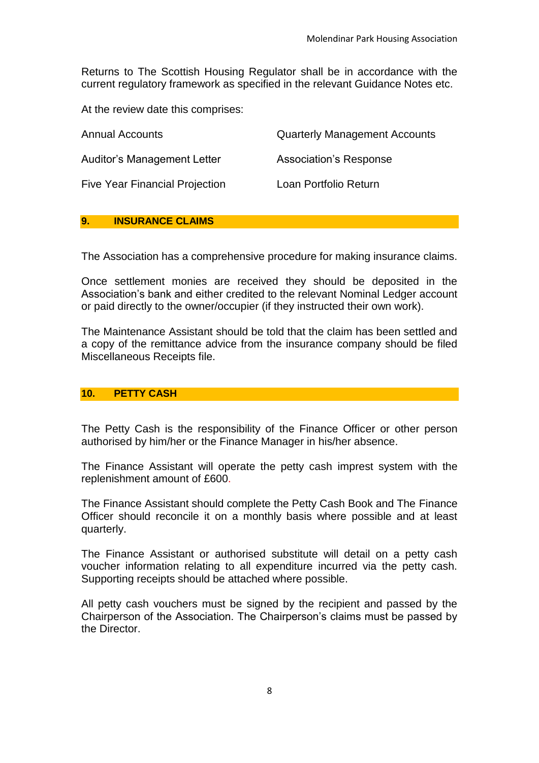Returns to The Scottish Housing Regulator shall be in accordance with the current regulatory framework as specified in the relevant Guidance Notes etc.

At the review date this comprises:

| | |
|---|---|
| Annual Accounts | Quarterly Management Accounts |
| Auditor's Management Letter | Association's Response |
| Five Year Financial Projection | Loan Portfolio Return |

## 9. INSURANCE CLAIMS

The Association has a comprehensive procedure for making insurance claims.

Once settlement monies are received they should be deposited in the Association's bank and either credited to the relevant Nominal Ledger account or paid directly to the owner/occupier (if they instructed their own work).

The Maintenance Assistant should be told that the claim has been settled and a copy of the remittance advice from the insurance company should be filed Miscellaneous Receipts file.

## 10. PETTY CASH

The Petty Cash is the responsibility of the Finance Officer or other person authorised by him/her or the Finance Manager in his/her absence.

The Finance Assistant will operate the petty cash imprest system with the replenishment amount of £600.

The Finance Assistant should complete the Petty Cash Book and The Finance Officer should reconcile it on a monthly basis where possible and at least quarterly.

The Finance Assistant or authorised substitute will detail on a petty cash voucher information relating to all expenditure incurred via the petty cash. Supporting receipts should be attached where possible.

All petty cash vouchers must be signed by the recipient and passed by the Chairperson of the Association. The Chairperson's claims must be passed by the Director.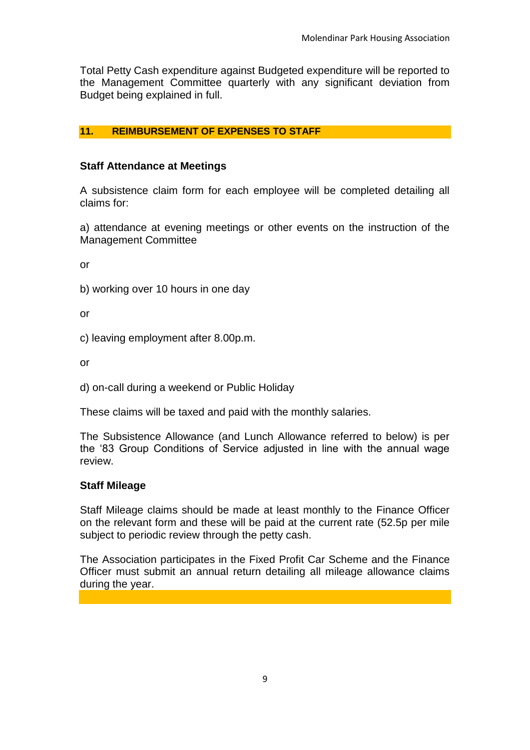Total Petty Cash expenditure against Budgeted expenditure will be reported to the Management Committee quarterly with any significant deviation from Budget being explained in full.

## 11. REIMBURSEMENT OF EXPENSES TO STAFF

### Staff Attendance at Meetings

A subsistence claim form for each employee will be completed detailing all claims for:

a) attendance at evening meetings or other events on the instruction of the Management Committee

or

b) working over 10 hours in one day

or

c) leaving employment after 8.00p.m.

or

d) on-call during a weekend or Public Holiday

These claims will be taxed and paid with the monthly salaries.

The Subsistence Allowance (and Lunch Allowance referred to below) is per the '83 Group Conditions of Service adjusted in line with the annual wage review.

### Staff Mileage

Staff Mileage claims should be made at least monthly to the Finance Officer on the relevant form and these will be paid at the current rate (52.5p per mile subject to periodic review through the petty cash.

The Association participates in the Fixed Profit Car Scheme and the Finance Officer must submit an annual return detailing all mileage allowance claims during the year.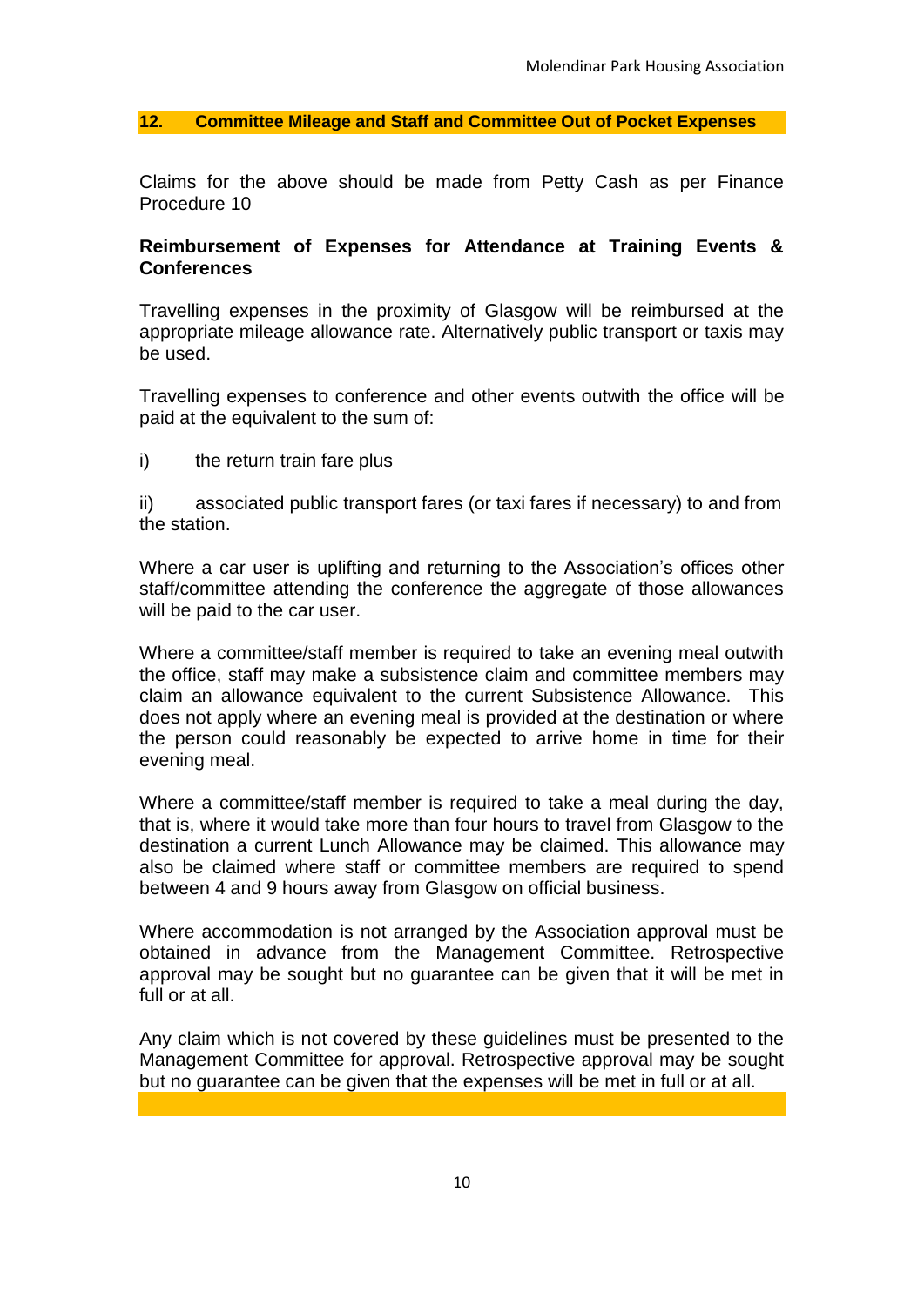## 12. Committee Mileage and Staff and Committee Out of Pocket Expenses

Claims for the above should be made from Petty Cash as per Finance Procedure 10

**Reimbursement of Expenses for Attendance at Training Events & Conferences**

Travelling expenses in the proximity of Glasgow will be reimbursed at the appropriate mileage allowance rate. Alternatively public transport or taxis may be used.

Travelling expenses to conference and other events outwith the office will be paid at the equivalent to the sum of:

i) the return train fare plus

ii) associated public transport fares (or taxi fares if necessary) to and from the station.

Where a car user is uplifting and returning to the Association's offices other staff/committee attending the conference the aggregate of those allowances will be paid to the car user.

Where a committee/staff member is required to take an evening meal outwith the office, staff may make a subsistence claim and committee members may claim an allowance equivalent to the current Subsistence Allowance. This does not apply where an evening meal is provided at the destination or where the person could reasonably be expected to arrive home in time for their evening meal.

Where a committee/staff member is required to take a meal during the day, that is, where it would take more than four hours to travel from Glasgow to the destination a current Lunch Allowance may be claimed. This allowance may also be claimed where staff or committee members are required to spend between 4 and 9 hours away from Glasgow on official business.

Where accommodation is not arranged by the Association approval must be obtained in advance from the Management Committee. Retrospective approval may be sought but no guarantee can be given that it will be met in full or at all.

Any claim which is not covered by these guidelines must be presented to the Management Committee for approval. Retrospective approval may be sought but no guarantee can be given that the expenses will be met in full or at all.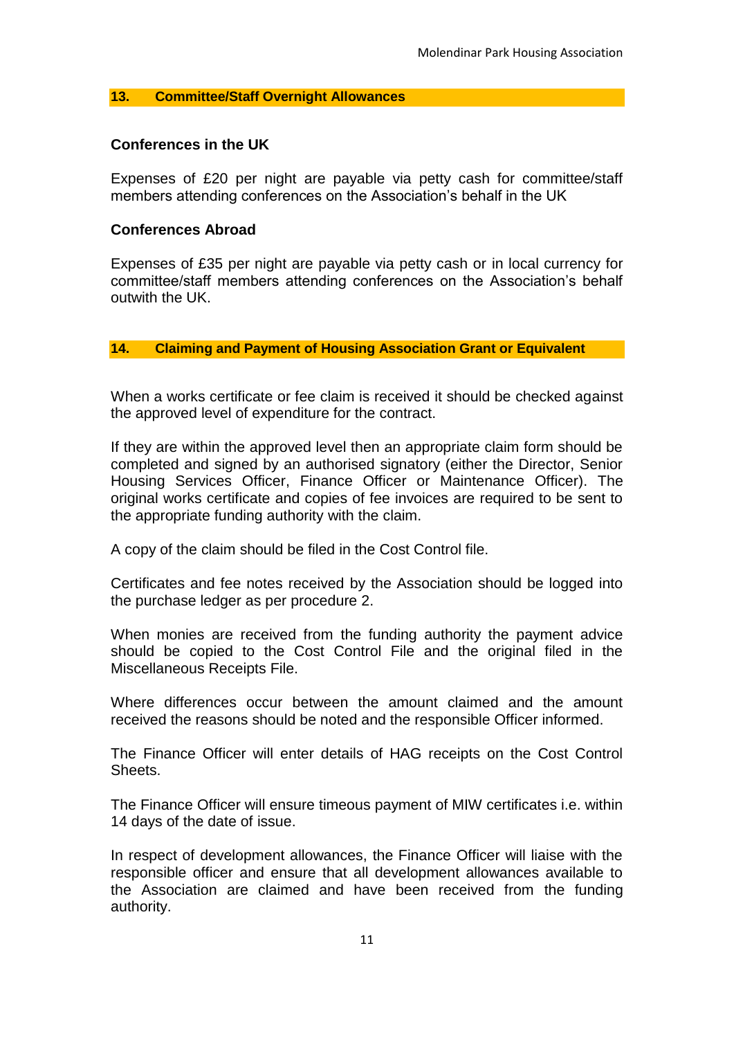## 13. Committee/Staff Overnight Allowances

### Conferences in the UK

Expenses of £20 per night are payable via petty cash for committee/staff members attending conferences on the Association's behalf in the UK

### Conferences Abroad

Expenses of £35 per night are payable via petty cash or in local currency for committee/staff members attending conferences on the Association's behalf outwith the UK.

## 14. Claiming and Payment of Housing Association Grant or Equivalent

When a works certificate or fee claim is received it should be checked against the approved level of expenditure for the contract.

If they are within the approved level then an appropriate claim form should be completed and signed by an authorised signatory (either the Director, Senior Housing Services Officer, Finance Officer or Maintenance Officer). The original works certificate and copies of fee invoices are required to be sent to the appropriate funding authority with the claim.

A copy of the claim should be filed in the Cost Control file.

Certificates and fee notes received by the Association should be logged into the purchase ledger as per procedure 2.

When monies are received from the funding authority the payment advice should be copied to the Cost Control File and the original filed in the Miscellaneous Receipts File.

Where differences occur between the amount claimed and the amount received the reasons should be noted and the responsible Officer informed.

The Finance Officer will enter details of HAG receipts on the Cost Control Sheets.

The Finance Officer will ensure timeous payment of MIW certificates i.e. within 14 days of the date of issue.

In respect of development allowances, the Finance Officer will liaise with the responsible officer and ensure that all development allowances available to the Association are claimed and have been received from the funding authority.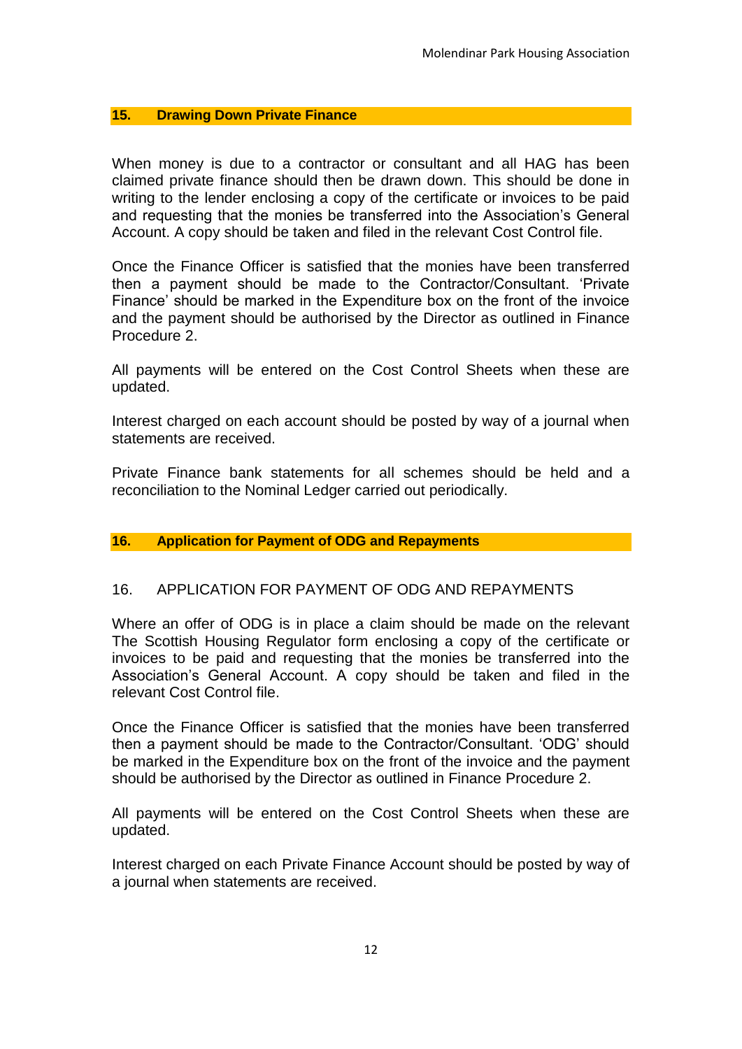## 15. Drawing Down Private Finance

When money is due to a contractor or consultant and all HAG has been claimed private finance should then be drawn down. This should be done in writing to the lender enclosing a copy of the certificate or invoices to be paid and requesting that the monies be transferred into the Association's General Account. A copy should be taken and filed in the relevant Cost Control file.

Once the Finance Officer is satisfied that the monies have been transferred then a payment should be made to the Contractor/Consultant. 'Private Finance' should be marked in the Expenditure box on the front of the invoice and the payment should be authorised by the Director as outlined in Finance Procedure 2.

All payments will be entered on the Cost Control Sheets when these are updated.

Interest charged on each account should be posted by way of a journal when statements are received.

Private Finance bank statements for all schemes should be held and a reconciliation to the Nominal Ledger carried out periodically.

## 16. Application for Payment of ODG and Repayments

16. APPLICATION FOR PAYMENT OF ODG AND REPAYMENTS

Where an offer of ODG is in place a claim should be made on the relevant The Scottish Housing Regulator form enclosing a copy of the certificate or invoices to be paid and requesting that the monies be transferred into the Association's General Account. A copy should be taken and filed in the relevant Cost Control file.

Once the Finance Officer is satisfied that the monies have been transferred then a payment should be made to the Contractor/Consultant. 'ODG' should be marked in the Expenditure box on the front of the invoice and the payment should be authorised by the Director as outlined in Finance Procedure 2.

All payments will be entered on the Cost Control Sheets when these are updated.

Interest charged on each Private Finance Account should be posted by way of a journal when statements are received.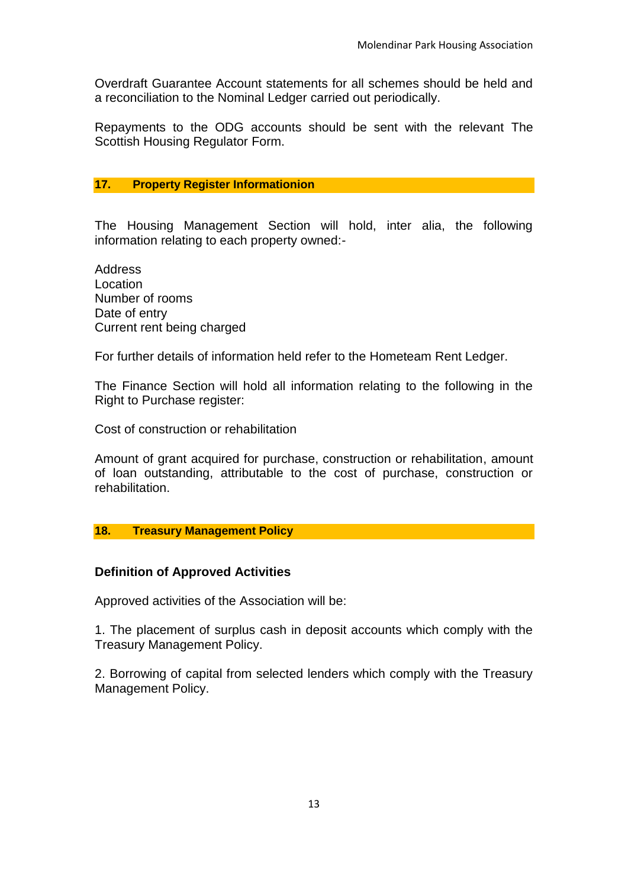Overdraft Guarantee Account statements for all schemes should be held and a reconciliation to the Nominal Ledger carried out periodically.

Repayments to the ODG accounts should be sent with the relevant The Scottish Housing Regulator Form.

## 17. Property Register Informationion

The Housing Management Section will hold, inter alia, the following information relating to each property owned:-

Address
Location
Number of rooms
Date of entry
Current rent being charged

For further details of information held refer to the Hometeam Rent Ledger.

The Finance Section will hold all information relating to the following in the Right to Purchase register:

Cost of construction or rehabilitation

Amount of grant acquired for purchase, construction or rehabilitation, amount of loan outstanding, attributable to the cost of purchase, construction or rehabilitation.

## 18. Treasury Management Policy

### Definition of Approved Activities

Approved activities of the Association will be:

1. The placement of surplus cash in deposit accounts which comply with the Treasury Management Policy.

2. Borrowing of capital from selected lenders which comply with the Treasury Management Policy.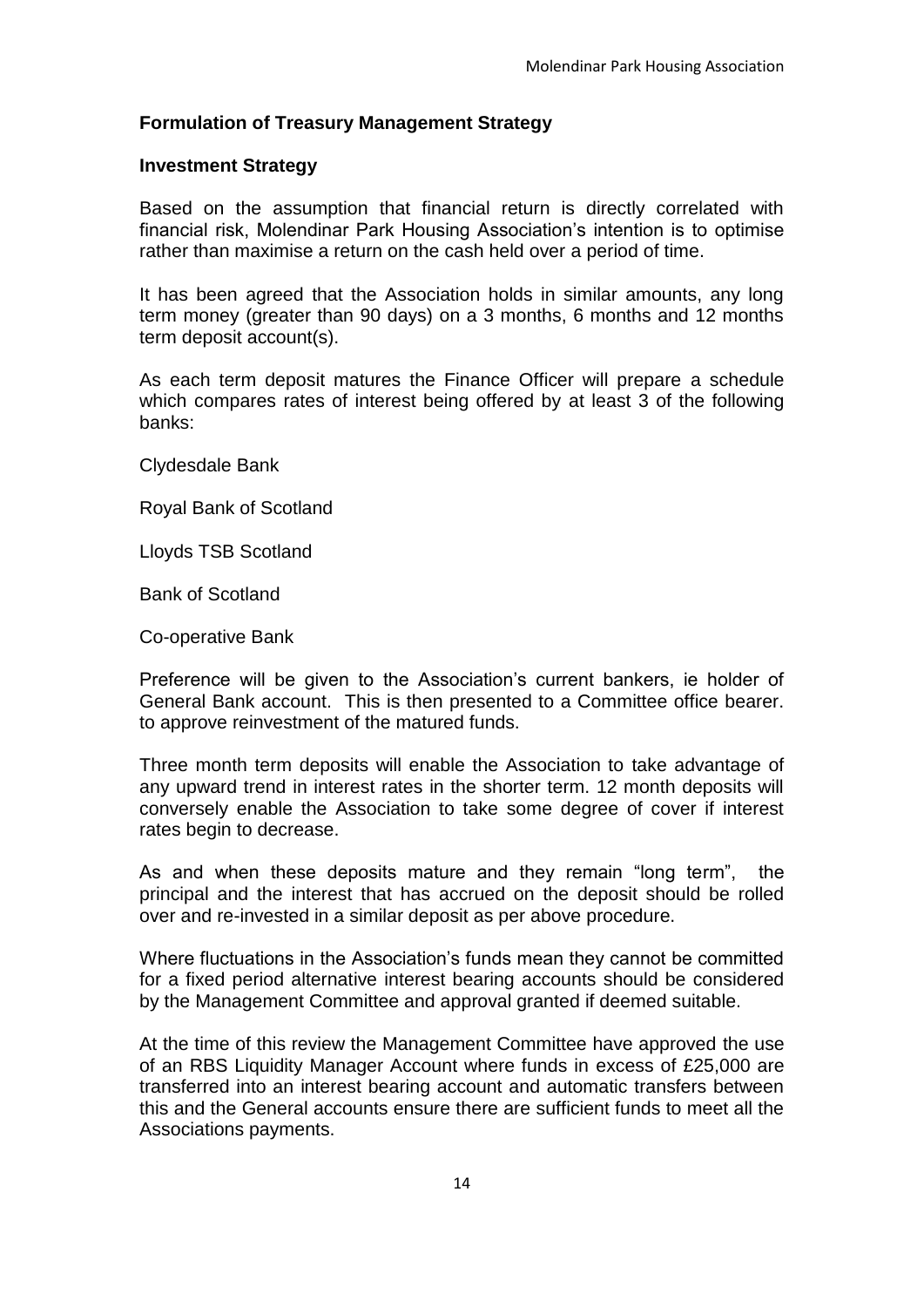**Formulation of Treasury Management Strategy**

**Investment Strategy**

Based on the assumption that financial return is directly correlated with financial risk, Molendinar Park Housing Association's intention is to optimise rather than maximise a return on the cash held over a period of time.

It has been agreed that the Association holds in similar amounts, any long term money (greater than 90 days) on a 3 months, 6 months and 12 months term deposit account(s).

As each term deposit matures the Finance Officer will prepare a schedule which compares rates of interest being offered by at least 3 of the following banks:

Clydesdale Bank

Royal Bank of Scotland

Lloyds TSB Scotland

Bank of Scotland

Co-operative Bank

Preference will be given to the Association's current bankers, ie holder of General Bank account. This is then presented to a Committee office bearer. to approve reinvestment of the matured funds.

Three month term deposits will enable the Association to take advantage of any upward trend in interest rates in the shorter term. 12 month deposits will conversely enable the Association to take some degree of cover if interest rates begin to decrease.

As and when these deposits mature and they remain "long term", the principal and the interest that has accrued on the deposit should be rolled over and re-invested in a similar deposit as per above procedure.

Where fluctuations in the Association's funds mean they cannot be committed for a fixed period alternative interest bearing accounts should be considered by the Management Committee and approval granted if deemed suitable.

At the time of this review the Management Committee have approved the use of an RBS Liquidity Manager Account where funds in excess of £25,000 are transferred into an interest bearing account and automatic transfers between this and the General accounts ensure there are sufficient funds to meet all the Associations payments.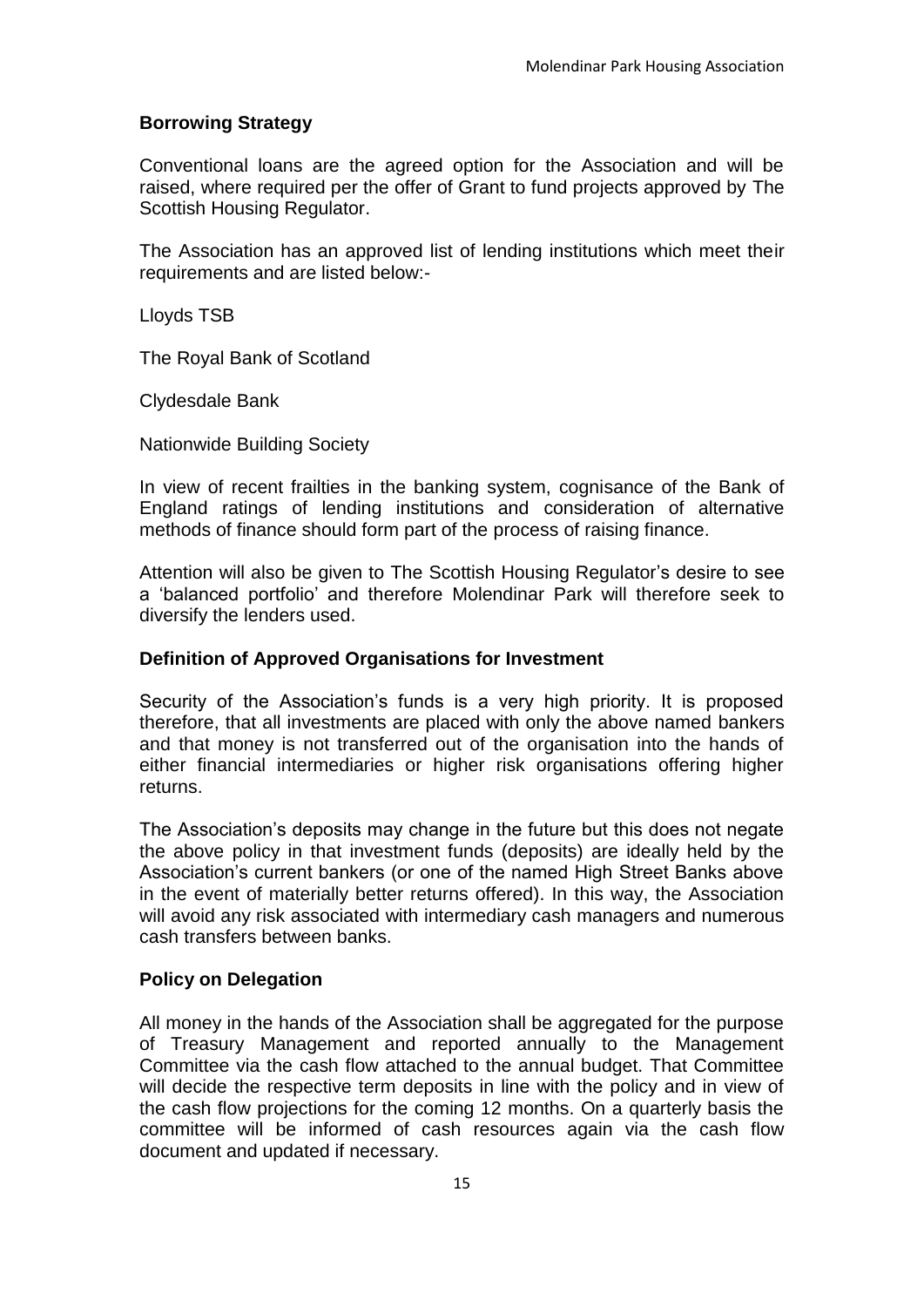## Borrowing Strategy

Conventional loans are the agreed option for the Association and will be raised, where required per the offer of Grant to fund projects approved by The Scottish Housing Regulator.

The Association has an approved list of lending institutions which meet their requirements and are listed below:-

Lloyds TSB

The Royal Bank of Scotland

Clydesdale Bank

Nationwide Building Society

In view of recent frailties in the banking system, cognisance of the Bank of England ratings of lending institutions and consideration of alternative methods of finance should form part of the process of raising finance.

Attention will also be given to The Scottish Housing Regulator's desire to see a 'balanced portfolio' and therefore Molendinar Park will therefore seek to diversify the lenders used.

## Definition of Approved Organisations for Investment

Security of the Association's funds is a very high priority. It is proposed therefore, that all investments are placed with only the above named bankers and that money is not transferred out of the organisation into the hands of either financial intermediaries or higher risk organisations offering higher returns.

The Association's deposits may change in the future but this does not negate the above policy in that investment funds (deposits) are ideally held by the Association's current bankers (or one of the named High Street Banks above in the event of materially better returns offered). In this way, the Association will avoid any risk associated with intermediary cash managers and numerous cash transfers between banks.

## Policy on Delegation

All money in the hands of the Association shall be aggregated for the purpose of Treasury Management and reported annually to the Management Committee via the cash flow attached to the annual budget. That Committee will decide the respective term deposits in line with the policy and in view of the cash flow projections for the coming 12 months. On a quarterly basis the committee will be informed of cash resources again via the cash flow document and updated if necessary.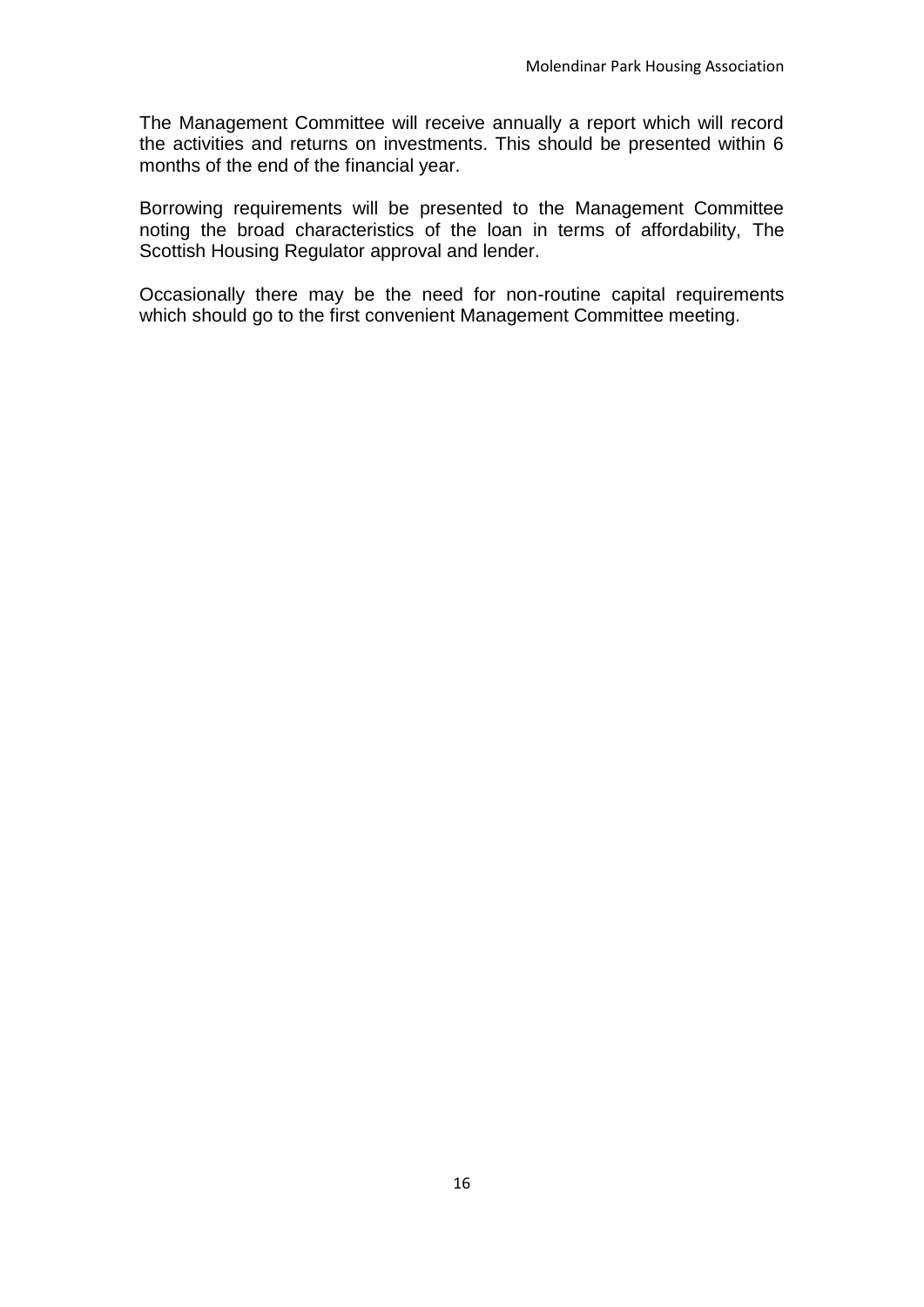The Management Committee will receive annually a report which will record the activities and returns on investments. This should be presented within 6 months of the end of the financial year.

Borrowing requirements will be presented to the Management Committee noting the broad characteristics of the loan in terms of affordability, The Scottish Housing Regulator approval and lender.

Occasionally there may be the need for non-routine capital requirements which should go to the first convenient Management Committee meeting.